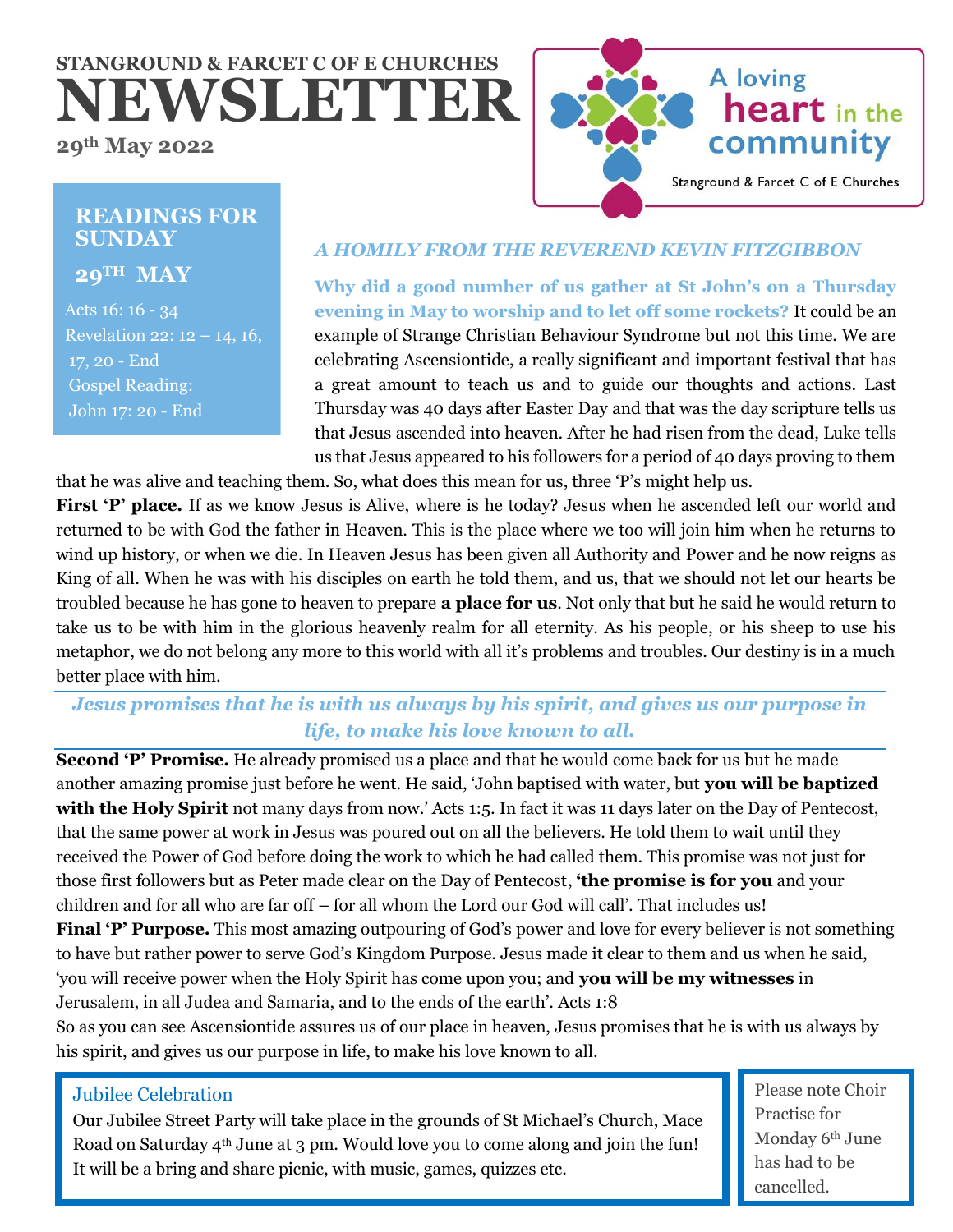**STANGROUND & FARCET C OF E CHURCHES**

# NEWSLETTER

**29th May 2022**

A loving heart in the community

Stanground & Farcet C of E Churches

## READINGS FOR SUNDAY 29TH MAY

Acts 16: 16 - 34
Revelation 22: 12 – 14, 16, 17, 20 - End
Gospel Reading:
John 17: 20 - End

## *A HOMILY FROM THE REVEREND KEVIN FITZGIBBON*

**Why did a good number of us gather at St John's on a Thursday evening in May to worship and to let off some rockets?** It could be an example of Strange Christian Behaviour Syndrome but not this time. We are celebrating Ascensiontide, a really significant and important festival that has a great amount to teach us and to guide our thoughts and actions. Last Thursday was 40 days after Easter Day and that was the day scripture tells us that Jesus ascended into heaven. After he had risen from the dead, Luke tells us that Jesus appeared to his followers for a period of 40 days proving to them that he was alive and teaching them. So, what does this mean for us, three 'P's might help us.

**First 'P' place.** If as we know Jesus is Alive, where is he today? Jesus when he ascended left our world and returned to be with God the father in Heaven. This is the place where we too will join him when he returns to wind up history, or when we die. In Heaven Jesus has been given all Authority and Power and he now reigns as King of all. When he was with his disciples on earth he told them, and us, that we should not let our hearts be troubled because he has gone to heaven to prepare **a place for us**. Not only that but he said he would return to take us to be with him in the glorious heavenly realm for all eternity. As his people, or his sheep to use his metaphor, we do not belong any more to this world with all it's problems and troubles. Our destiny is in a much better place with him.

***Jesus promises that he is with us always by his spirit, and gives us our purpose in life, to make his love known to all.***

**Second 'P' Promise.** He already promised us a place and that he would come back for us but he made another amazing promise just before he went. He said, 'John baptised with water, but **you will be baptized with the Holy Spirit** not many days from now.' Acts 1:5. In fact it was 11 days later on the Day of Pentecost, that the same power at work in Jesus was poured out on all the believers. He told them to wait until they received the Power of God before doing the work to which he had called them. This promise was not just for those first followers but as Peter made clear on the Day of Pentecost, **'the promise is for you** and your children and for all who are far off – for all whom the Lord our God will call'. That includes us!

**Final 'P' Purpose.** This most amazing outpouring of God's power and love for every believer is not something to have but rather power to serve God's Kingdom Purpose. Jesus made it clear to them and us when he said, 'you will receive power when the Holy Spirit has come upon you; and **you will be my witnesses** in Jerusalem, in all Judea and Samaria, and to the ends of the earth'. Acts 1:8

So as you can see Ascensiontide assures us of our place in heaven, Jesus promises that he is with us always by his spirit, and gives us our purpose in life, to make his love known to all.

### Jubilee Celebration

Our Jubilee Street Party will take place in the grounds of St Michael's Church, Mace Road on Saturday 4th June at 3 pm. Would love you to come along and join the fun! It will be a bring and share picnic, with music, games, quizzes etc.

Please note Choir Practise for Monday 6th June has had to be cancelled.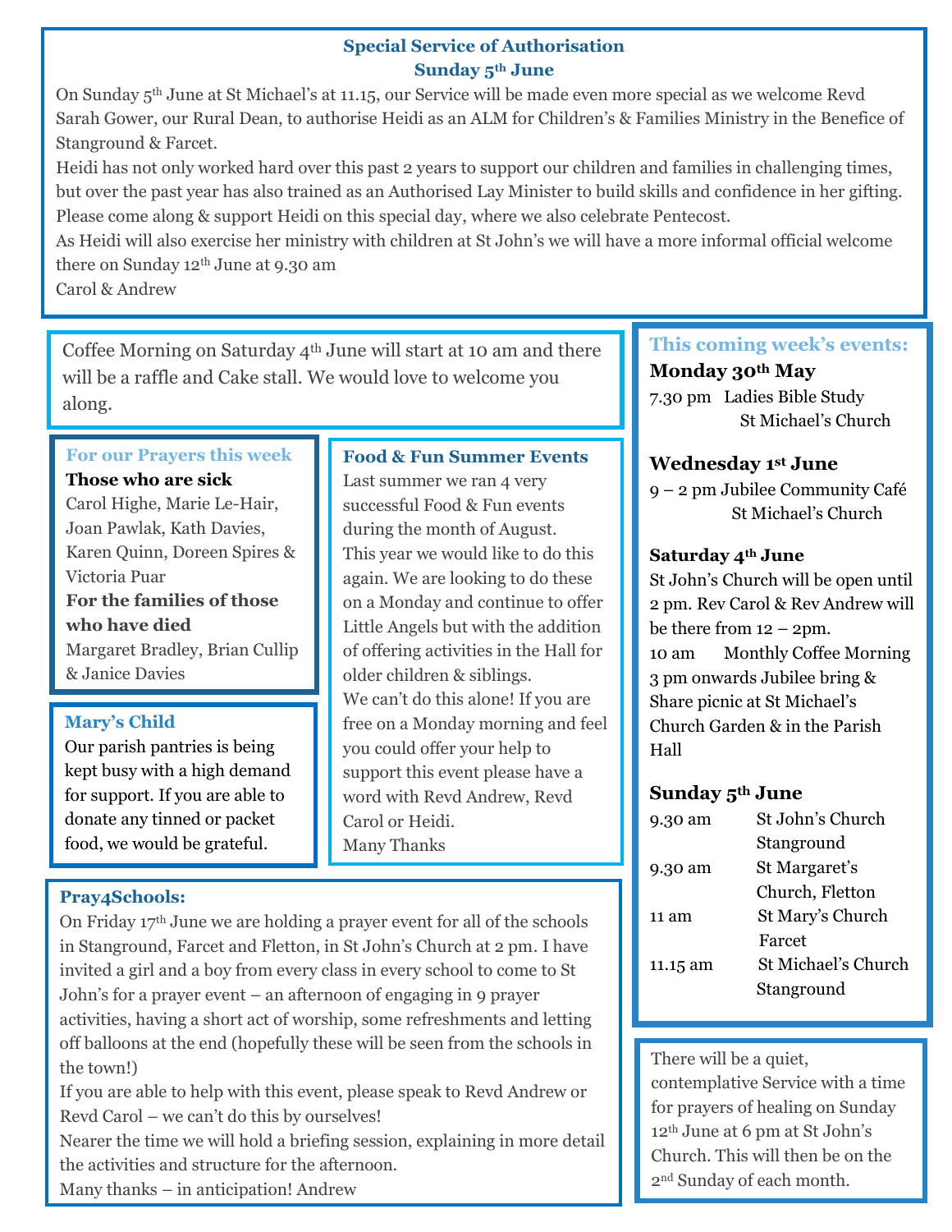## Special Service of Authorisation
## Sunday 5th June

On Sunday 5th June at St Michael's at 11.15, our Service will be made even more special as we welcome Revd Sarah Gower, our Rural Dean, to authorise Heidi as an ALM for Children's & Families Ministry in the Benefice of Stanground & Farcet.

Heidi has not only worked hard over this past 2 years to support our children and families in challenging times, but over the past year has also trained as an Authorised Lay Minister to build skills and confidence in her gifting. Please come along & support Heidi on this special day, where we also celebrate Pentecost.

As Heidi will also exercise her ministry with children at St John's we will have a more informal official welcome there on Sunday 12th June at 9.30 am

Carol & Andrew

---

Coffee Morning on Saturday 4th June will start at 10 am and there will be a raffle and Cake stall. We would love to welcome you along.

---

### For our Prayers this week

**Those who are sick**

Carol Highe, Marie Le-Hair, Joan Pawlak, Kath Davies, Karen Quinn, Doreen Spires & Victoria Puar

**For the families of those who have died**

Margaret Bradley, Brian Cullip & Janice Davies

---

### Mary's Child

Our parish pantries is being kept busy with a high demand for support. If you are able to donate any tinned or packet food, we would be grateful.

---

### Food & Fun Summer Events

Last summer we ran 4 very successful Food & Fun events during the month of August.

This year we would like to do this again. We are looking to do these on a Monday and continue to offer Little Angels but with the addition of offering activities in the Hall for older children & siblings.

We can't do this alone! If you are free on a Monday morning and feel you could offer your help to support this event please have a word with Revd Andrew, Revd Carol or Heidi.

Many Thanks

---

### Pray4Schools:

On Friday 17th June we are holding a prayer event for all of the schools in Stanground, Farcet and Fletton, in St John's Church at 2 pm. I have invited a girl and a boy from every class in every school to come to St John's for a prayer event – an afternoon of engaging in 9 prayer activities, having a short act of worship, some refreshments and letting off balloons at the end (hopefully these will be seen from the schools in the town!)

If you are able to help with this event, please speak to Revd Andrew or Revd Carol – we can't do this by ourselves!

Nearer the time we will hold a briefing session, explaining in more detail the activities and structure for the afternoon.

Many thanks – in anticipation! Andrew

---

### This coming week's events:

**Monday 30th May**

7.30 pm Ladies Bible Study
St Michael's Church

**Wednesday 1st June**

9 – 2 pm Jubilee Community Café
St Michael's Church

**Saturday 4th June**

St John's Church will be open until 2 pm. Rev Carol & Rev Andrew will be there from 12 – 2pm.

10 am Monthly Coffee Morning

3 pm onwards Jubilee bring & Share picnic at St Michael's Church Garden & in the Parish Hall

**Sunday 5th June**

9.30 am St John's Church Stanground

9.30 am St Margaret's Church, Fletton

11 am St Mary's Church Farcet

11.15 am St Michael's Church Stanground

---

There will be a quiet, contemplative Service with a time for prayers of healing on Sunday 12th June at 6 pm at St John's Church. This will then be on the 2nd Sunday of each month.